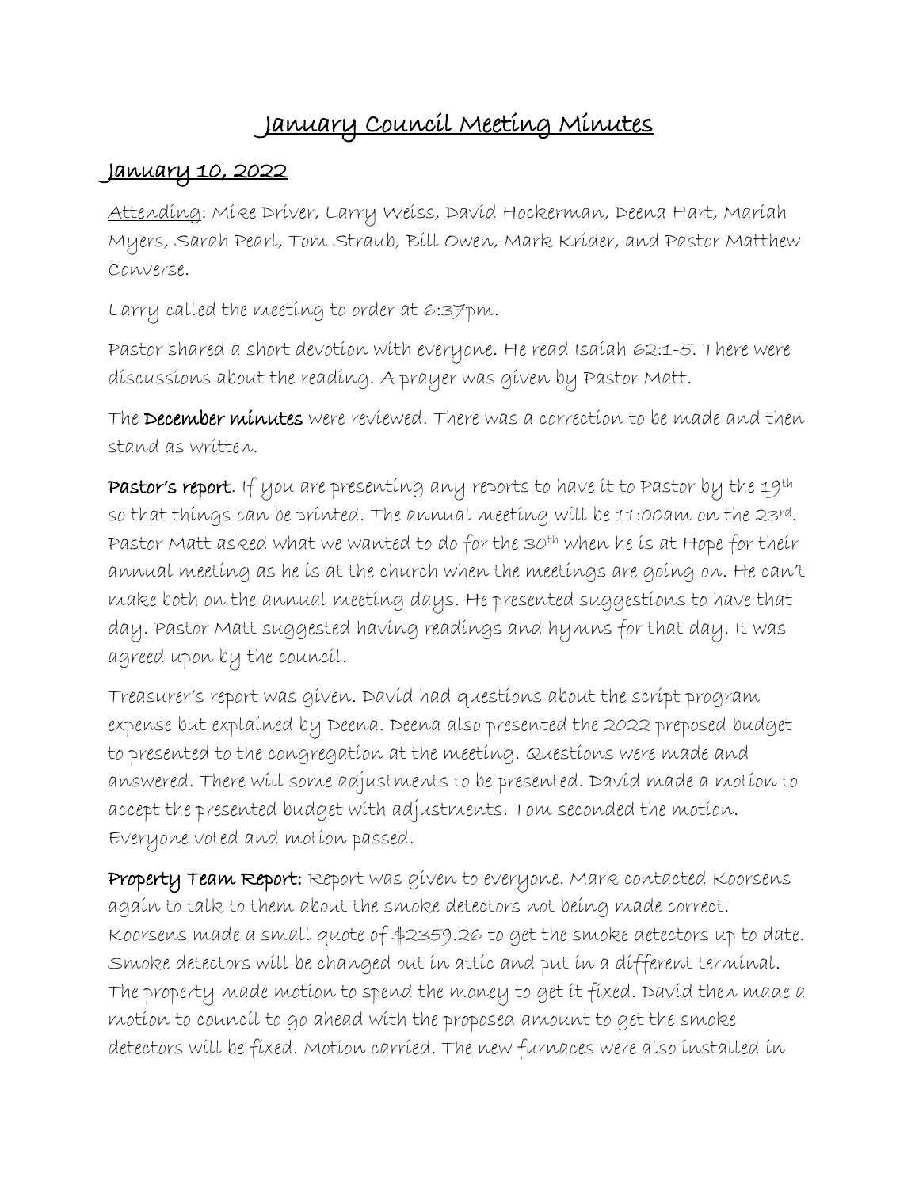# January Council Meeting Minutes

## January 10, 2022

Attending: Mike Driver, Larry Weiss, David Hockerman, Deena Hart, Mariah Myers, Sarah Pearl, Tom Straub, Bill Owen, Mark Krider, and Pastor Matthew Converse.

Larry called the meeting to order at 6:37pm.

Pastor shared a short devotion with everyone. He read Isaiah 62:1-5. There were discussions about the reading. A prayer was given by Pastor Matt.

The **December minutes** were reviewed. There was a correction to be made and then stand as written.

**Pastor's report**. If you are presenting any reports to have it to Pastor by the 19th so that things can be printed. The annual meeting will be 11:00am on the 23rd. Pastor Matt asked what we wanted to do for the 30th when he is at Hope for their annual meeting as he is at the church when the meetings are going on. He can't make both on the annual meeting days. He presented suggestions to have that day. Pastor Matt suggested having readings and hymns for that day. It was agreed upon by the council.

Treasurer's report was given. David had questions about the script program expense but explained by Deena. Deena also presented the 2022 preposed budget to presented to the congregation at the meeting. Questions were made and answered. There will some adjustments to be presented. David made a motion to accept the presented budget with adjustments. Tom seconded the motion. Everyone voted and motion passed.

**Property Team Report:** Report was given to everyone. Mark contacted Koorsens again to talk to them about the smoke detectors not being made correct. Koorsens made a small quote of $2359.26 to get the smoke detectors up to date. Smoke detectors will be changed out in attic and put in a different terminal. The property made motion to spend the money to get it fixed. David then made a motion to council to go ahead with the proposed amount to get the smoke detectors will be fixed. Motion carried. The new furnaces were also installed in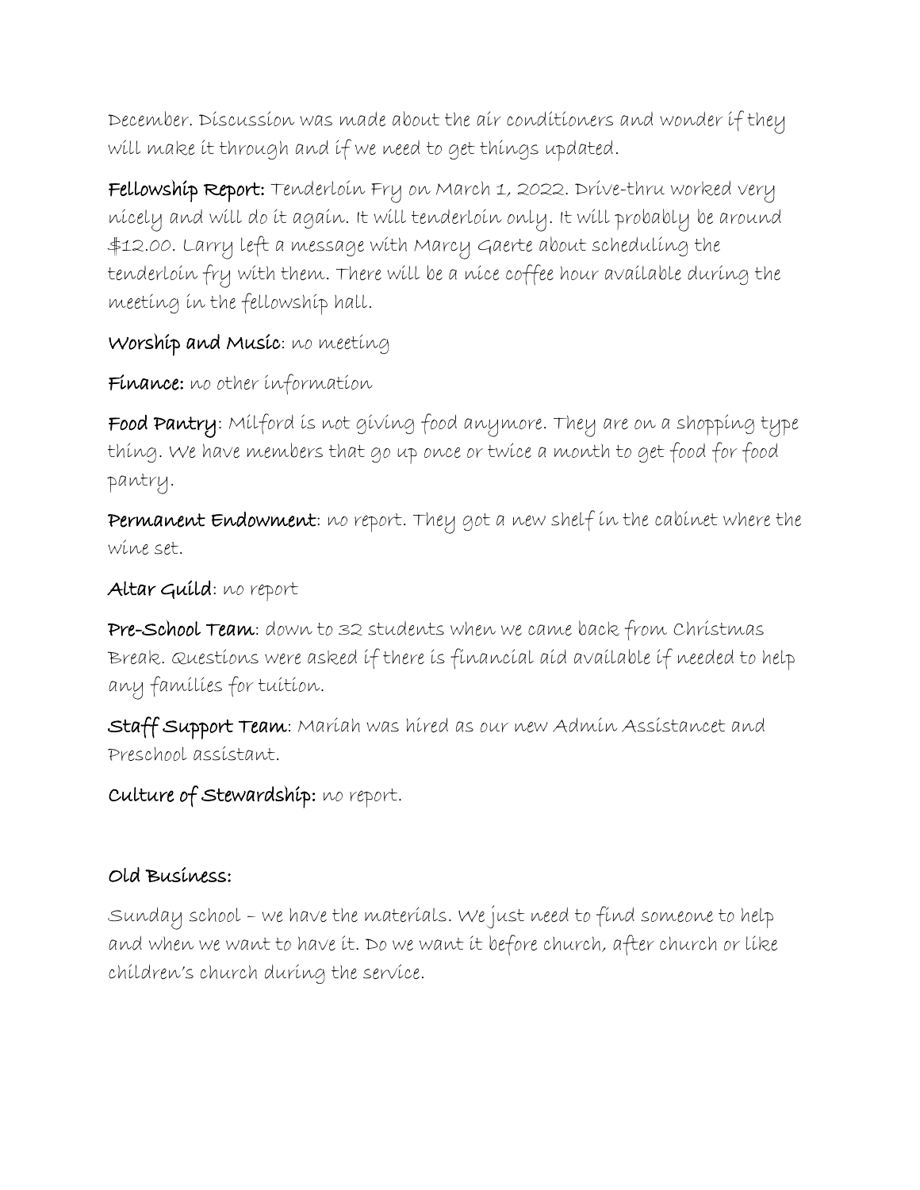December. Discussion was made about the air conditioners and wonder if they will make it through and if we need to get things updated.

**Fellowship Report:** Tenderloin Fry on March 1, 2022. Drive-thru worked very nicely and will do it again. It will tenderloin only. It will probably be around $12.00. Larry left a message with Marcy Gaerte about scheduling the tenderloin fry with them. There will be a nice coffee hour available during the meeting in the fellowship hall.

**Worship and Music**: no meeting

**Finance:** no other information

**Food Pantry**: Milford is not giving food anymore. They are on a shopping type thing. We have members that go up once or twice a month to get food for food pantry.

**Permanent Endowment**: no report. They got a new shelf in the cabinet where the wine set.

**Altar Guild**: no report

**Pre-School Team**: down to 32 students when we came back from Christmas Break. Questions were asked if there is financial aid available if needed to help any families for tuition.

**Staff Support Team**: Mariah was hired as our new Admin Assistancet and Preschool assistant.

**Culture of Stewardship:** no report.

**Old Business:**

Sunday school – we have the materials. We just need to find someone to help and when we want to have it. Do we want it before church, after church or like children's church during the service.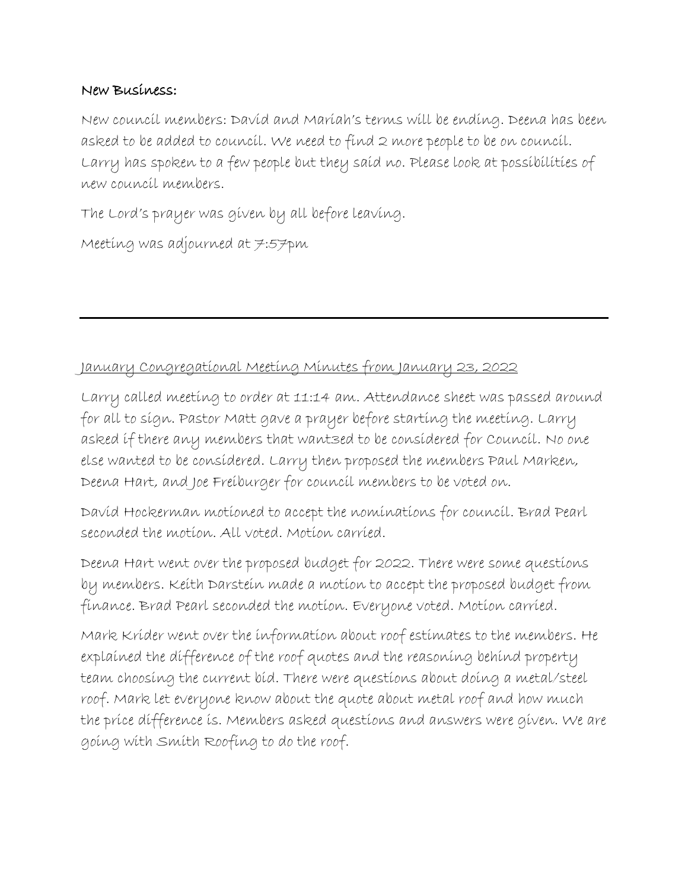**New Business:**

New council members: David and Mariah's terms will be ending. Deena has been asked to be added to council. We need to find 2 more people to be on council. Larry has spoken to a few people but they said no. Please look at possibilities of new council members.

The Lord's prayer was given by all before leaving.

Meeting was adjourned at 7:57pm

---

<u>January Congregational Meeting Minutes from January 23, 2022</u>

Larry called meeting to order at 11:14 am. Attendance sheet was passed around for all to sign. Pastor Matt gave a prayer before starting the meeting. Larry asked if there any members that want3ed to be considered for Council. No one else wanted to be considered. Larry then proposed the members Paul Marken, Deena Hart, and Joe Freiburger for council members to be voted on.

David Hockerman motioned to accept the nominations for council. Brad Pearl seconded the motion. All voted. Motion carried.

Deena Hart went over the proposed budget for 2022. There were some questions by members. Keith Darstein made a motion to accept the proposed budget from finance. Brad Pearl seconded the motion. Everyone voted. Motion carried.

Mark Krider went over the information about roof estimates to the members. He explained the difference of the roof quotes and the reasoning behind property team choosing the current bid. There were questions about doing a metal/steel roof. Mark let everyone know about the quote about metal roof and how much the price difference is. Members asked questions and answers were given. We are going with Smith Roofing to do the roof.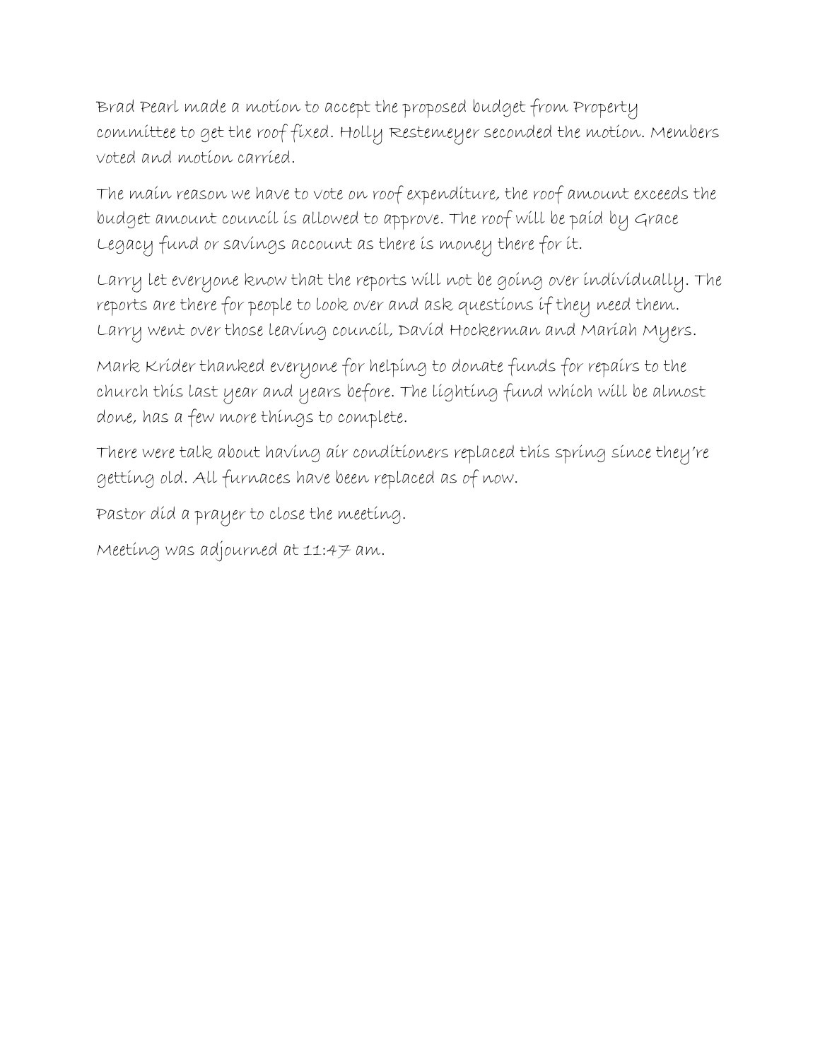Brad Pearl made a motion to accept the proposed budget from Property committee to get the roof fixed. Holly Restemeyer seconded the motion. Members voted and motion carried.

The main reason we have to vote on roof expenditure, the roof amount exceeds the budget amount council is allowed to approve. The roof will be paid by Grace Legacy fund or savings account as there is money there for it.

Larry let everyone know that the reports will not be going over individually. The reports are there for people to look over and ask questions if they need them. Larry went over those leaving council, David Hockerman and Mariah Myers.

Mark Krider thanked everyone for helping to donate funds for repairs to the church this last year and years before. The lighting fund which will be almost done, has a few more things to complete.

There were talk about having air conditioners replaced this spring since they're getting old. All furnaces have been replaced as of now.

Pastor did a prayer to close the meeting.

Meeting was adjourned at 11:47 am.